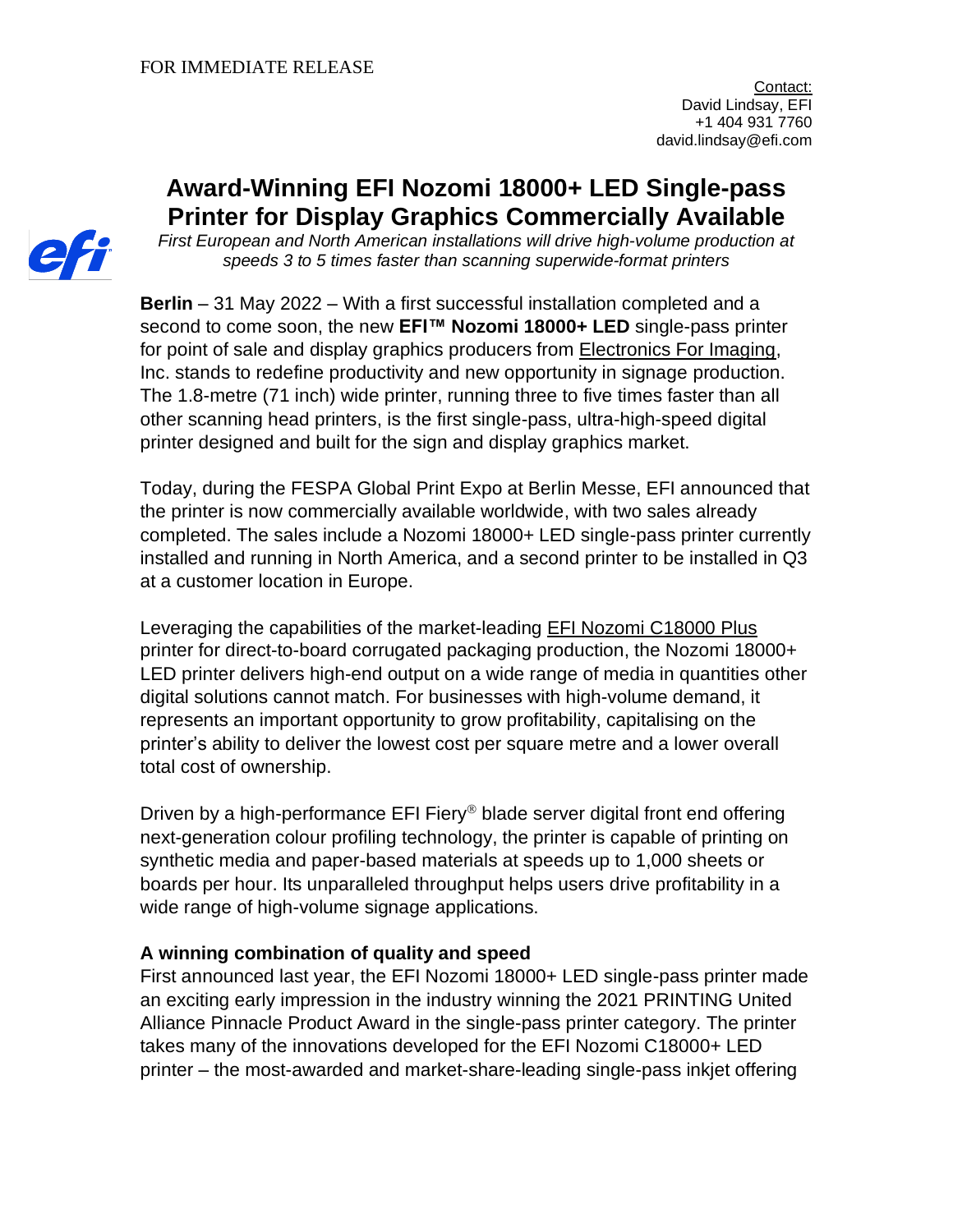FOR IMMEDIATE RELEASE

Contact:
David Lindsay, EFI
+1 404 931 7760
david.lindsay@efi.com

# Award-Winning EFI Nozomi 18000+ LED Single-pass Printer for Display Graphics Commercially Available

*First European and North American installations will drive high-volume production at speeds 3 to 5 times faster than scanning superwide-format printers*

**Berlin** – 31 May 2022 – With a first successful installation completed and a second to come soon, the new **EFI™ Nozomi 18000+ LED** single-pass printer for point of sale and display graphics producers from Electronics For Imaging, Inc. stands to redefine productivity and new opportunity in signage production. The 1.8-metre (71 inch) wide printer, running three to five times faster than all other scanning head printers, is the first single-pass, ultra-high-speed digital printer designed and built for the sign and display graphics market.

Today, during the FESPA Global Print Expo at Berlin Messe, EFI announced that the printer is now commercially available worldwide, with two sales already completed. The sales include a Nozomi 18000+ LED single-pass printer currently installed and running in North America, and a second printer to be installed in Q3 at a customer location in Europe.

Leveraging the capabilities of the market-leading EFI Nozomi C18000 Plus printer for direct-to-board corrugated packaging production, the Nozomi 18000+ LED printer delivers high-end output on a wide range of media in quantities other digital solutions cannot match. For businesses with high-volume demand, it represents an important opportunity to grow profitability, capitalising on the printer's ability to deliver the lowest cost per square metre and a lower overall total cost of ownership.

Driven by a high-performance EFI Fiery® blade server digital front end offering next-generation colour profiling technology, the printer is capable of printing on synthetic media and paper-based materials at speeds up to 1,000 sheets or boards per hour. Its unparalleled throughput helps users drive profitability in a wide range of high-volume signage applications.

### A winning combination of quality and speed

First announced last year, the EFI Nozomi 18000+ LED single-pass printer made an exciting early impression in the industry winning the 2021 PRINTING United Alliance Pinnacle Product Award in the single-pass printer category. The printer takes many of the innovations developed for the EFI Nozomi C18000+ LED printer – the most-awarded and market-share-leading single-pass inkjet offering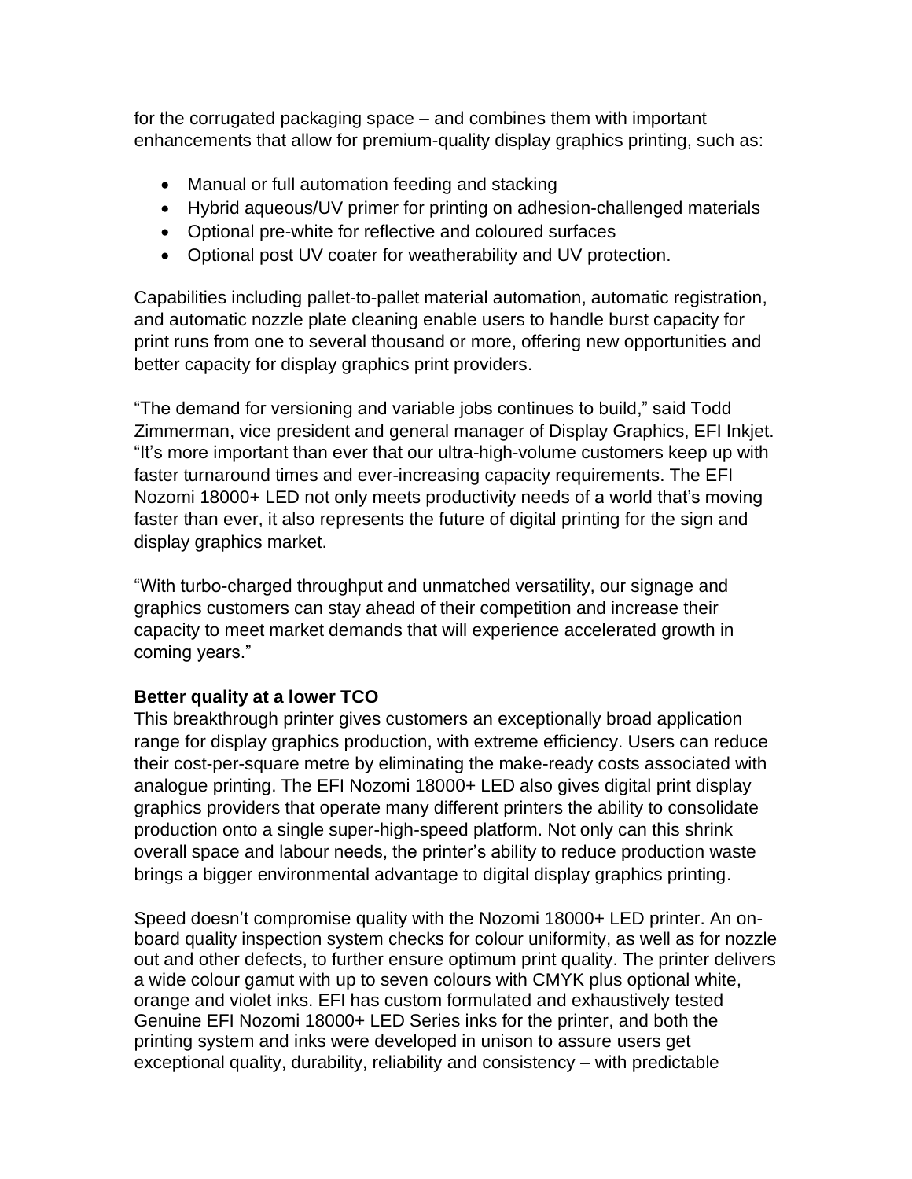for the corrugated packaging space – and combines them with important enhancements that allow for premium-quality display graphics printing, such as:

- Manual or full automation feeding and stacking
- Hybrid aqueous/UV primer for printing on adhesion-challenged materials
- Optional pre-white for reflective and coloured surfaces
- Optional post UV coater for weatherability and UV protection.

Capabilities including pallet-to-pallet material automation, automatic registration, and automatic nozzle plate cleaning enable users to handle burst capacity for print runs from one to several thousand or more, offering new opportunities and better capacity for display graphics print providers.

"The demand for versioning and variable jobs continues to build," said Todd Zimmerman, vice president and general manager of Display Graphics, EFI Inkjet. "It's more important than ever that our ultra-high-volume customers keep up with faster turnaround times and ever-increasing capacity requirements. The EFI Nozomi 18000+ LED not only meets productivity needs of a world that's moving faster than ever, it also represents the future of digital printing for the sign and display graphics market.

"With turbo-charged throughput and unmatched versatility, our signage and graphics customers can stay ahead of their competition and increase their capacity to meet market demands that will experience accelerated growth in coming years."

**Better quality at a lower TCO**

This breakthrough printer gives customers an exceptionally broad application range for display graphics production, with extreme efficiency. Users can reduce their cost-per-square metre by eliminating the make-ready costs associated with analogue printing. The EFI Nozomi 18000+ LED also gives digital print display graphics providers that operate many different printers the ability to consolidate production onto a single super-high-speed platform. Not only can this shrink overall space and labour needs, the printer's ability to reduce production waste brings a bigger environmental advantage to digital display graphics printing.

Speed doesn't compromise quality with the Nozomi 18000+ LED printer. An on-board quality inspection system checks for colour uniformity, as well as for nozzle out and other defects, to further ensure optimum print quality. The printer delivers a wide colour gamut with up to seven colours with CMYK plus optional white, orange and violet inks. EFI has custom formulated and exhaustively tested Genuine EFI Nozomi 18000+ LED Series inks for the printer, and both the printing system and inks were developed in unison to assure users get exceptional quality, durability, reliability and consistency – with predictable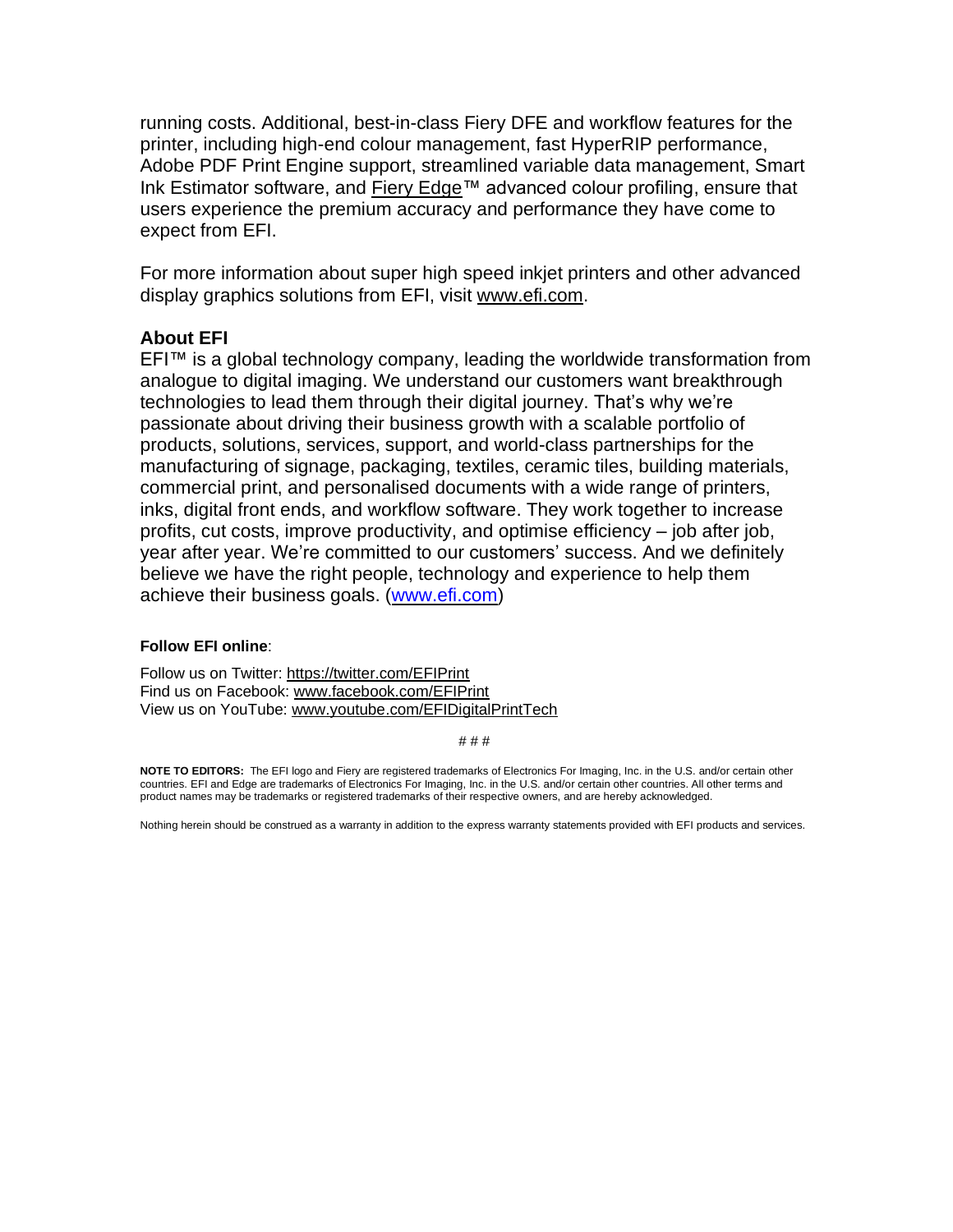running costs. Additional, best-in-class Fiery DFE and workflow features for the printer, including high-end colour management, fast HyperRIP performance, Adobe PDF Print Engine support, streamlined variable data management, Smart Ink Estimator software, and Fiery Edge™ advanced colour profiling, ensure that users experience the premium accuracy and performance they have come to expect from EFI.

For more information about super high speed inkjet printers and other advanced display graphics solutions from EFI, visit www.efi.com.

## About EFI

EFI™ is a global technology company, leading the worldwide transformation from analogue to digital imaging. We understand our customers want breakthrough technologies to lead them through their digital journey. That's why we're passionate about driving their business growth with a scalable portfolio of products, solutions, services, support, and world-class partnerships for the manufacturing of signage, packaging, textiles, ceramic tiles, building materials, commercial print, and personalised documents with a wide range of printers, inks, digital front ends, and workflow software. They work together to increase profits, cut costs, improve productivity, and optimise efficiency – job after job, year after year. We're committed to our customers' success. And we definitely believe we have the right people, technology and experience to help them achieve their business goals. (www.efi.com)

**Follow EFI online**:

Follow us on Twitter: https://twitter.com/EFIPrint
Find us on Facebook: www.facebook.com/EFIPrint
View us on YouTube: www.youtube.com/EFIDigitalPrintTech

# # #

**NOTE TO EDITORS:** The EFI logo and Fiery are registered trademarks of Electronics For Imaging, Inc. in the U.S. and/or certain other countries. EFI and Edge are trademarks of Electronics For Imaging, Inc. in the U.S. and/or certain other countries. All other terms and product names may be trademarks or registered trademarks of their respective owners, and are hereby acknowledged.

Nothing herein should be construed as a warranty in addition to the express warranty statements provided with EFI products and services.